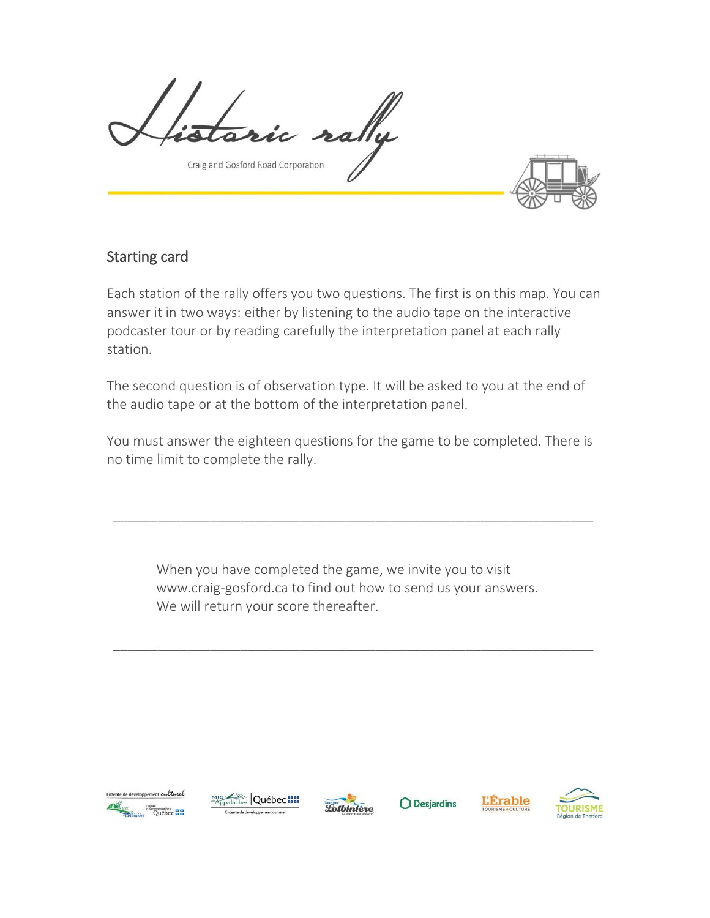# Historic rally

Craig and Gosford Road Corporation

## Starting card

Each station of the rally offers you two questions. The first is on this map. You can answer it in two ways: either by listening to the audio tape on the interactive podcaster tour or by reading carefully the interpretation panel at each rally station.

The second question is of observation type. It will be asked to you at the end of the audio tape or at the bottom of the interpretation panel.

You must answer the eighteen questions for the game to be completed. There is no time limit to complete the rally.

---

When you have completed the game, we invite you to visit www.craig-gosford.ca to find out how to send us your answers. We will return your score thereafter.

---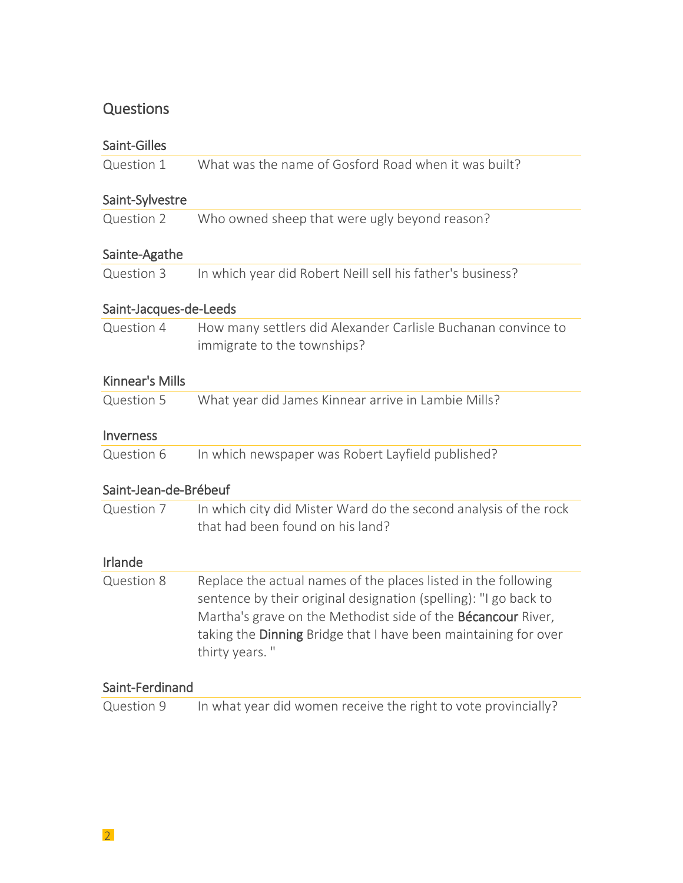## Questions

### Saint-Gilles

Question 1 What was the name of Gosford Road when it was built?

### Saint-Sylvestre

Question 2 Who owned sheep that were ugly beyond reason?

### Sainte-Agathe

Question 3 In which year did Robert Neill sell his father's business?

### Saint-Jacques-de-Leeds

Question 4 How many settlers did Alexander Carlisle Buchanan convince to immigrate to the townships?

### Kinnear's Mills

Question 5 What year did James Kinnear arrive in Lambie Mills?

### Inverness

Question 6 In which newspaper was Robert Layfield published?

### Saint-Jean-de-Brébeuf

Question 7 In which city did Mister Ward do the second analysis of the rock that had been found on his land?

### Irlande

Question 8 Replace the actual names of the places listed in the following sentence by their original designation (spelling): "I go back to Martha's grave on the Methodist side of the **Bécancour** River, taking the **Dinning** Bridge that I have been maintaining for over thirty years. "

### Saint-Ferdinand

Question 9 In what year did women receive the right to vote provincially?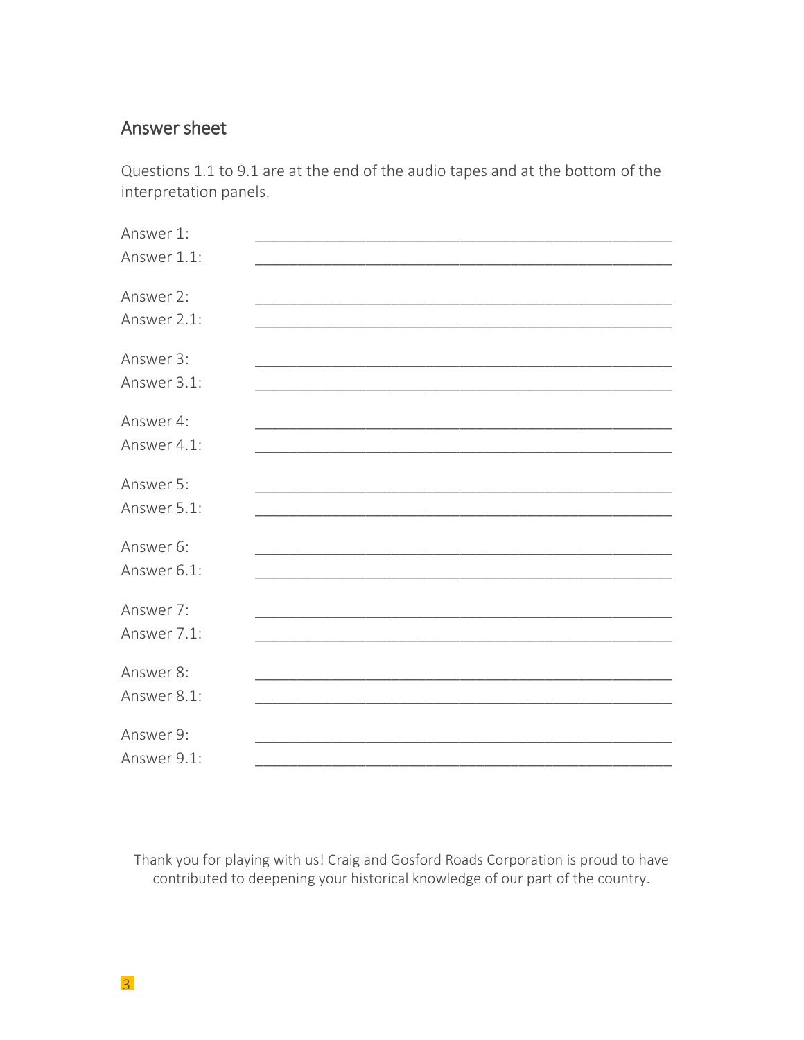## Answer sheet

Questions 1.1 to 9.1 are at the end of the audio tapes and at the bottom of the interpretation panels.

Answer 1: ___________________________________________________

Answer 1.1: ___________________________________________________

Answer 2: ___________________________________________________

Answer 2.1: ___________________________________________________

Answer 3: ___________________________________________________

Answer 3.1: ___________________________________________________

Answer 4: ___________________________________________________

Answer 4.1: ___________________________________________________

Answer 5: ___________________________________________________

Answer 5.1: ___________________________________________________

Answer 6: ___________________________________________________

Answer 6.1: ___________________________________________________

Answer 7: ___________________________________________________

Answer 7.1: ___________________________________________________

Answer 8: ___________________________________________________

Answer 8.1: ___________________________________________________

Answer 9: ___________________________________________________

Answer 9.1: ___________________________________________________

Thank you for playing with us! Craig and Gosford Roads Corporation is proud to have contributed to deepening your historical knowledge of our part of the country.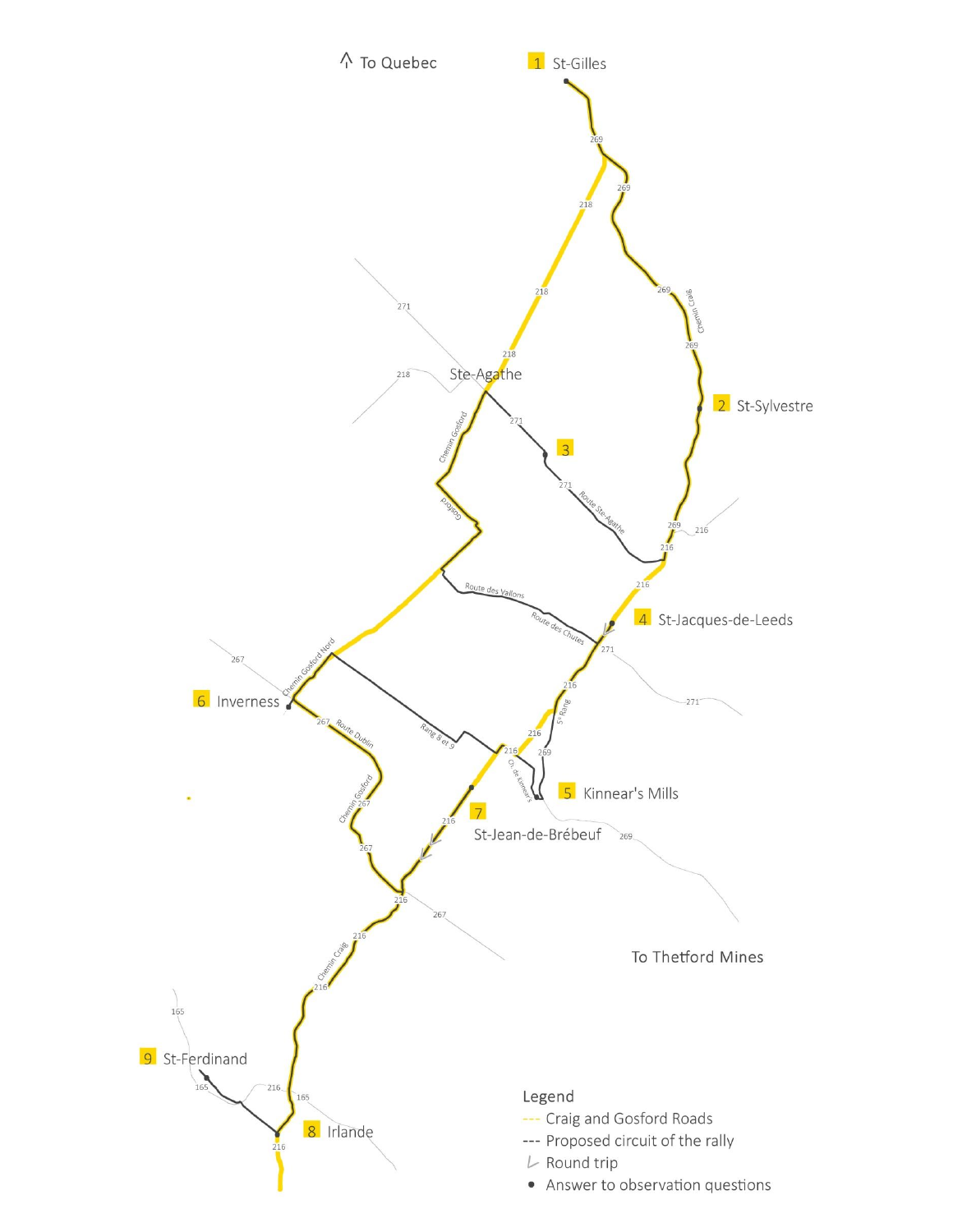↑ To Quebec

1 St-Gilles

2 St-Sylvestre

3

Ste-Agathe

4 St-Jacques-de-Leeds

5 Kinnear's Mills

6 Inverness

7 St-Jean-de-Brébeuf

8 Irlande

9 St-Ferdinand

To Thetford Mines

Legend

--- Craig and Gosford Roads

--- Proposed circuit of the rally

Round trip

• Answer to observation questions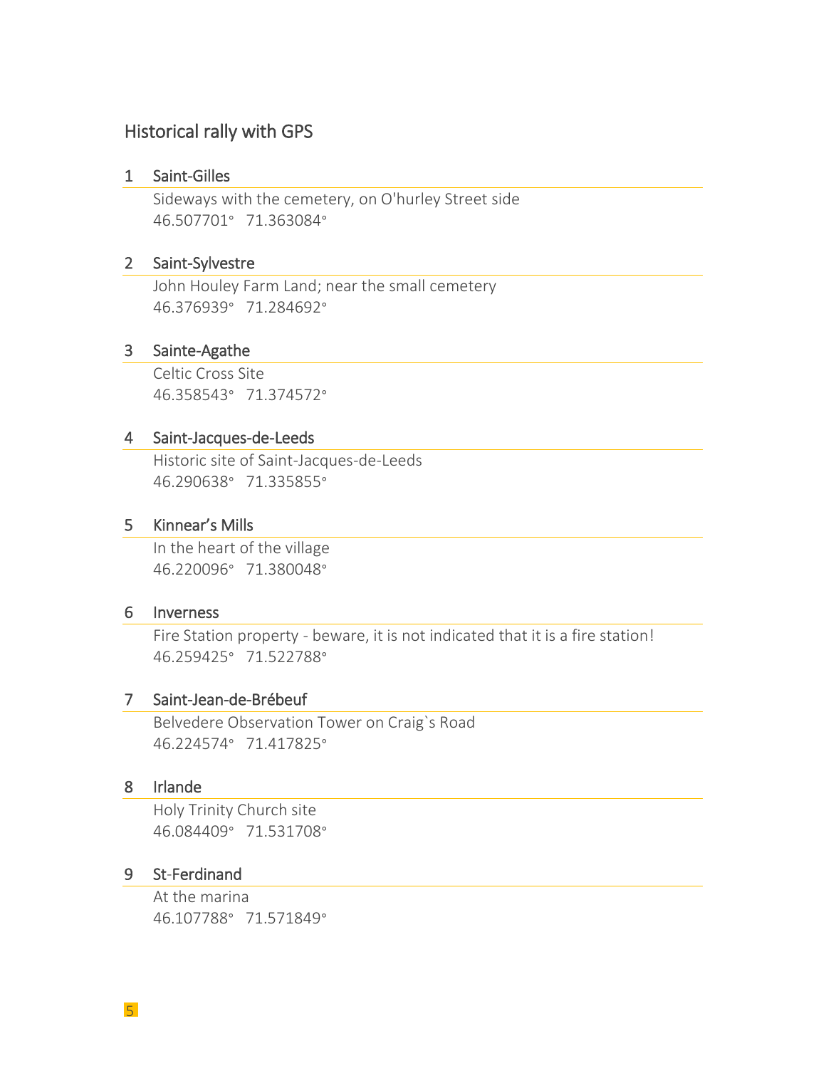## Historical rally with GPS

### 1 Saint-Gilles

Sideways with the cemetery, on O'hurley Street side
46.507701° 71.363084°

### 2 Saint-Sylvestre

John Houley Farm Land; near the small cemetery
46.376939° 71.284692°

### 3 Sainte-Agathe

Celtic Cross Site
46.358543° 71.374572°

### 4 Saint-Jacques-de-Leeds

Historic site of Saint-Jacques-de-Leeds
46.290638° 71.335855°

### 5 Kinnear's Mills

In the heart of the village
46.220096° 71.380048°

### 6 Inverness

Fire Station property - beware, it is not indicated that it is a fire station!
46.259425° 71.522788°

### 7 Saint-Jean-de-Brébeuf

Belvedere Observation Tower on Craig`s Road
46.224574° 71.417825°

### 8 Irlande

Holy Trinity Church site
46.084409° 71.531708°

### 9 St-Ferdinand

At the marina
46.107788° 71.571849°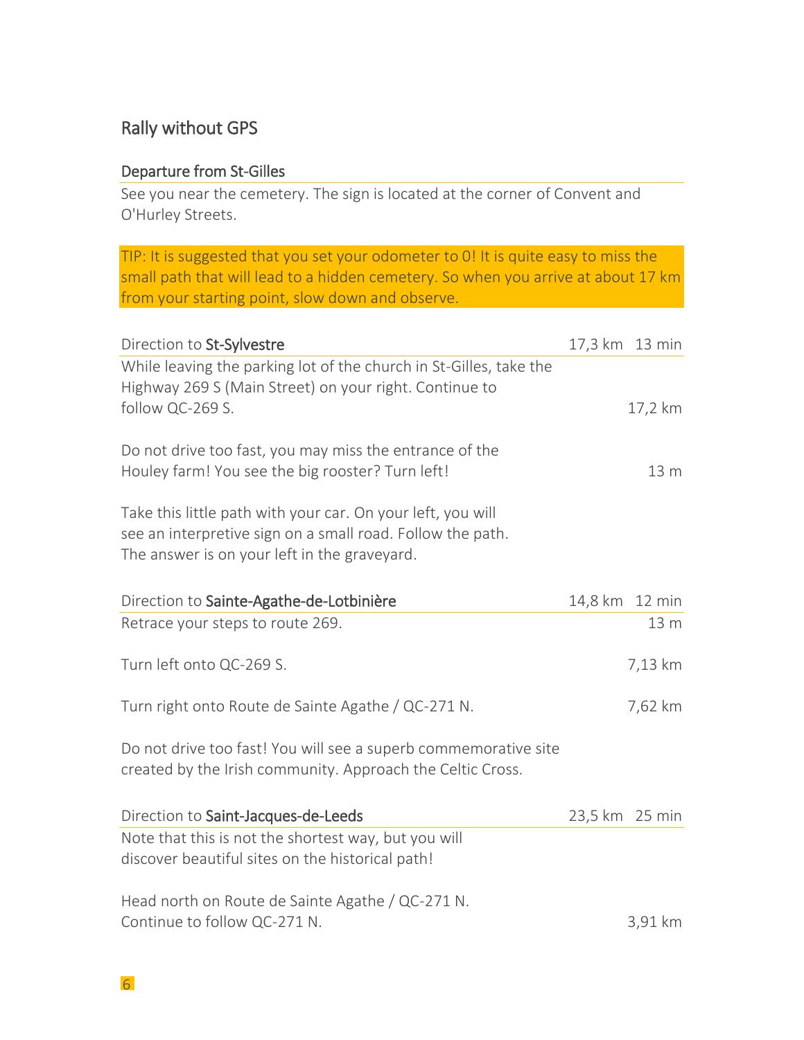## Rally without GPS

### Departure from St-Gilles

See you near the cemetery. The sign is located at the corner of Convent and O'Hurley Streets.

> TIP: It is suggested that you set your odometer to 0! It is quite easy to miss the small path that will lead to a hidden cemetery. So when you arrive at about 17 km from your starting point, slow down and observe.

### Direction to **St-Sylvestre** — 17,3 km 13 min

While leaving the parking lot of the church in St-Gilles, take the Highway 269 S (Main Street) on your right. Continue to follow QC-269 S. — 17,2 km

Do not drive too fast, you may miss the entrance of the Houley farm! You see the big rooster? Turn left! — 13 m

Take this little path with your car. On your left, you will see an interpretive sign on a small road. Follow the path. The answer is on your left in the graveyard.

### Direction to **Sainte-Agathe-de-Lotbinière** — 14,8 km 12 min

Retrace your steps to route 269. — 13 m

Turn left onto QC-269 S. — 7,13 km

Turn right onto Route de Sainte Agathe / QC-271 N. — 7,62 km

Do not drive too fast! You will see a superb commemorative site created by the Irish community. Approach the Celtic Cross.

### Direction to **Saint-Jacques-de-Leeds** — 23,5 km 25 min

Note that this is not the shortest way, but you will discover beautiful sites on the historical path!

Head north on Route de Sainte Agathe / QC-271 N. Continue to follow QC-271 N. — 3,91 km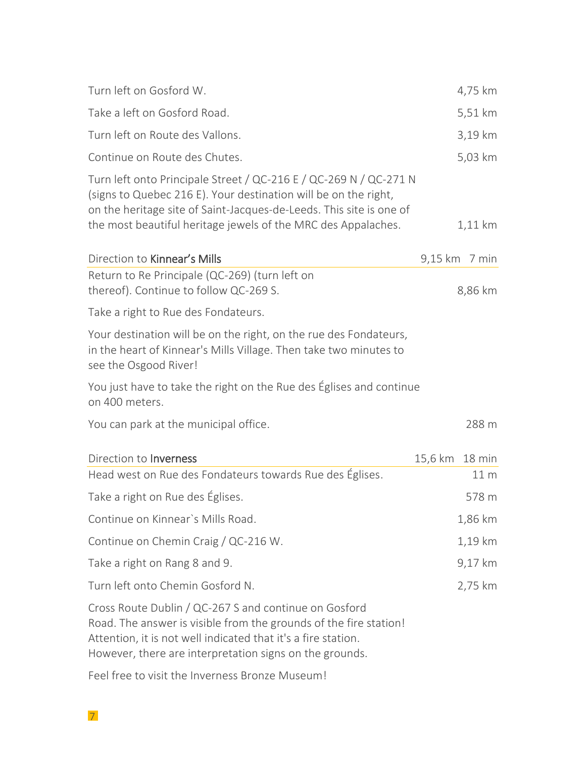| | |
|---|---|
| Turn left on Gosford W. | 4,75 km |
| Take a left on Gosford Road. | 5,51 km |
| Turn left on Route des Vallons. | 3,19 km |
| Continue on Route des Chutes. | 5,03 km |
| Turn left onto Principale Street / QC-216 E / QC-269 N / QC-271 N (signs to Quebec 216 E). Your destination will be on the right, on the heritage site of Saint-Jacques-de-Leeds. This site is one of the most beautiful heritage jewels of the MRC des Appalaches. | 1,11 km |

| Direction to **Kinnear's Mills** | 9,15 km 7 min |
|---|---|
| Return to Re Principale (QC-269) (turn left on thereof). Continue to follow QC-269 S. | 8,86 km |
| Take a right to Rue des Fondateurs. | |
| Your destination will be on the right, on the rue des Fondateurs, in the heart of Kinnear's Mills Village. Then take two minutes to see the Osgood River! | |
| You just have to take the right on the Rue des Églises and continue on 400 meters. | |
| You can park at the municipal office. | 288 m |

| Direction to **Inverness** | 15,6 km 18 min |
|---|---|
| Head west on Rue des Fondateurs towards Rue des Églises. | 11 m |
| Take a right on Rue des Églises. | 578 m |
| Continue on Kinnear`s Mills Road. | 1,86 km |
| Continue on Chemin Craig / QC-216 W. | 1,19 km |
| Take a right on Rang 8 and 9. | 9,17 km |
| Turn left onto Chemin Gosford N. | 2,75 km |
| Cross Route Dublin / QC-267 S and continue on Gosford Road. The answer is visible from the grounds of the fire station! Attention, it is not well indicated that it's a fire station. However, there are interpretation signs on the grounds. | |
| Feel free to visit the Inverness Bronze Museum! | |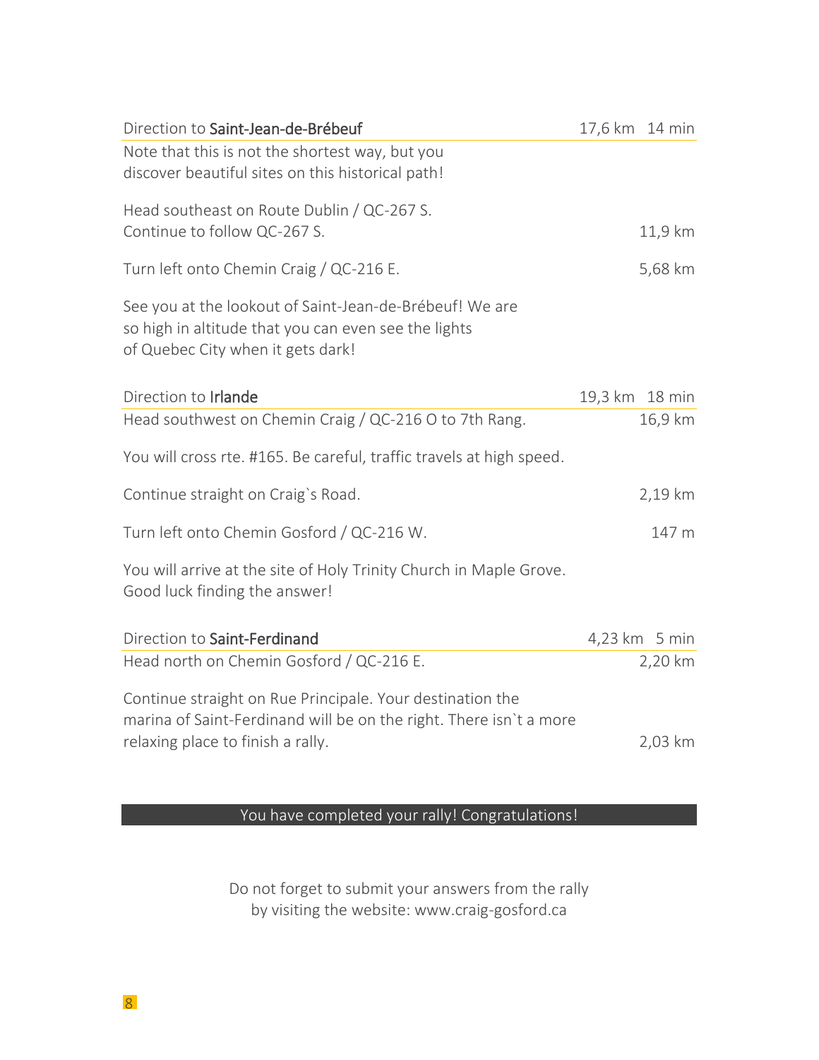Direction to **Saint-Jean-de-Brébeuf** 17,6 km 14 min

Note that this is not the shortest way, but you discover beautiful sites on this historical path!

Head southeast on Route Dublin / QC-267 S.
Continue to follow QC-267 S. 11,9 km

Turn left onto Chemin Craig / QC-216 E. 5,68 km

See you at the lookout of Saint-Jean-de-Brébeuf! We are so high in altitude that you can even see the lights of Quebec City when it gets dark!

Direction to **Irlande** 19,3 km 18 min

Head southwest on Chemin Craig / QC-216 O to 7th Rang. 16,9 km

You will cross rte. #165. Be careful, traffic travels at high speed.

Continue straight on Craig`s Road. 2,19 km

Turn left onto Chemin Gosford / QC-216 W. 147 m

You will arrive at the site of Holy Trinity Church in Maple Grove. Good luck finding the answer!

Direction to **Saint-Ferdinand** 4,23 km 5 min

Head north on Chemin Gosford / QC-216 E. 2,20 km

Continue straight on Rue Principale. Your destination the marina of Saint-Ferdinand will be on the right. There isn`t a more relaxing place to finish a rally. 2,03 km

**You have completed your rally! Congratulations!**

Do not forget to submit your answers from the rally by visiting the website: www.craig-gosford.ca